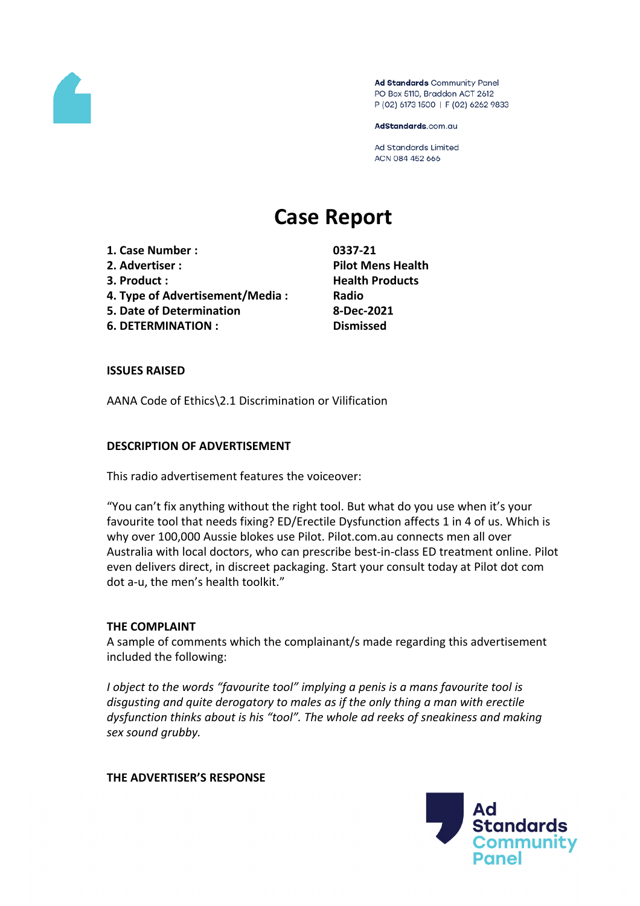Ad Standards Community Panel
PO Box 5110, Braddon ACT 2612
P (02) 6173 1500 | F (02) 6262 9833

AdStandards.com.au

Ad Standards Limited
ACN 084 452 666

# Case Report

| | |
|---|---|
| **1. Case Number :** | **0337-21** |
| **2. Advertiser :** | **Pilot Mens Health** |
| **3. Product :** | **Health Products** |
| **4. Type of Advertisement/Media :** | **Radio** |
| **5. Date of Determination** | **8-Dec-2021** |
| **6. DETERMINATION :** | **Dismissed** |

**ISSUES RAISED**

AANA Code of Ethics\2.1 Discrimination or Vilification

**DESCRIPTION OF ADVERTISEMENT**

This radio advertisement features the voiceover:

"You can't fix anything without the right tool. But what do you use when it's your favourite tool that needs fixing? ED/Erectile Dysfunction affects 1 in 4 of us. Which is why over 100,000 Aussie blokes use Pilot. Pilot.com.au connects men all over Australia with local doctors, who can prescribe best-in-class ED treatment online. Pilot even delivers direct, in discreet packaging. Start your consult today at Pilot dot com dot a-u, the men's health toolkit."

**THE COMPLAINT**

A sample of comments which the complainant/s made regarding this advertisement included the following:

*I object to the words "favourite tool" implying a penis is a mans favourite tool is disgusting and quite derogatory to males as if the only thing a man with erectile dysfunction thinks about is his "tool". The whole ad reeks of sneakiness and making sex sound grubby.*

**THE ADVERTISER'S RESPONSE**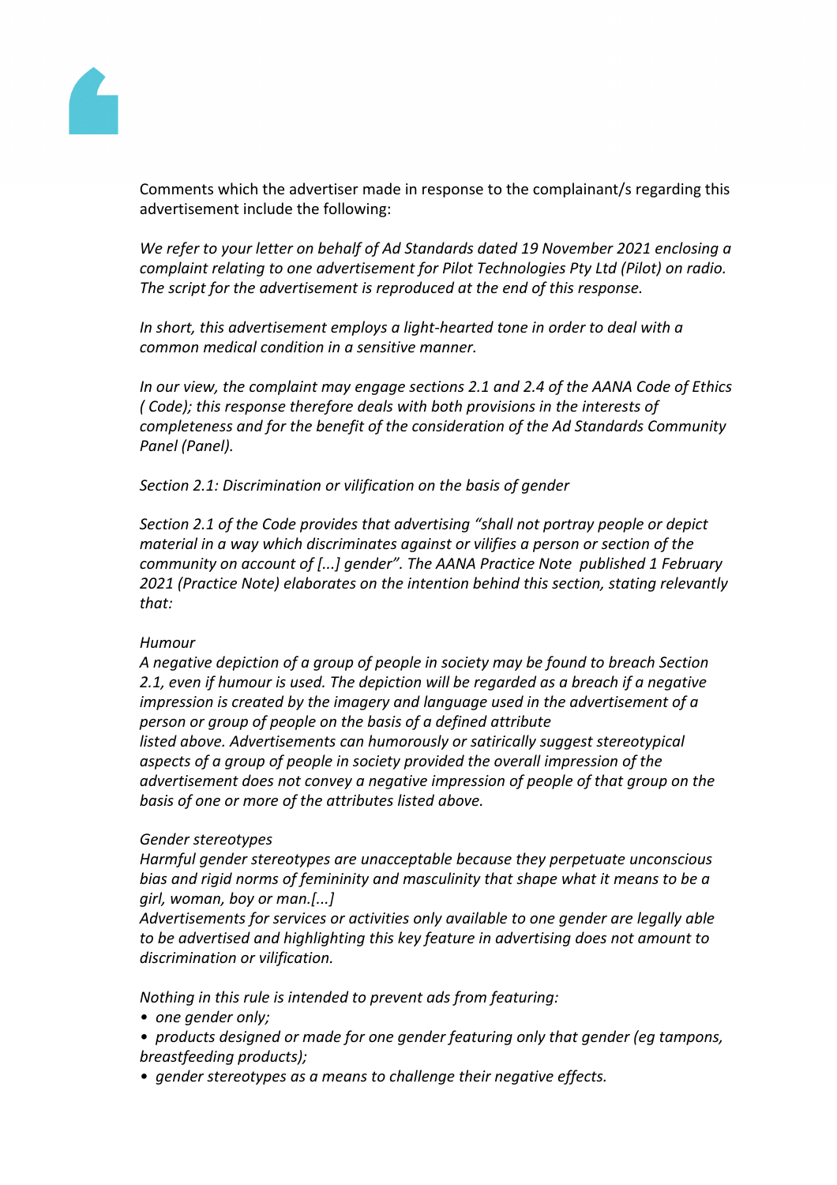Comments which the advertiser made in response to the complainant/s regarding this advertisement include the following:

*We refer to your letter on behalf of Ad Standards dated 19 November 2021 enclosing a complaint relating to one advertisement for Pilot Technologies Pty Ltd (Pilot) on radio. The script for the advertisement is reproduced at the end of this response.*

*In short, this advertisement employs a light-hearted tone in order to deal with a common medical condition in a sensitive manner.*

*In our view, the complaint may engage sections 2.1 and 2.4 of the AANA Code of Ethics ( Code); this response therefore deals with both provisions in the interests of completeness and for the benefit of the consideration of the Ad Standards Community Panel (Panel).*

*Section 2.1: Discrimination or vilification on the basis of gender*

*Section 2.1 of the Code provides that advertising "shall not portray people or depict material in a way which discriminates against or vilifies a person or section of the community on account of [...] gender". The AANA Practice Note published 1 February 2021 (Practice Note) elaborates on the intention behind this section, stating relevantly that:*

*Humour*
*A negative depiction of a group of people in society may be found to breach Section 2.1, even if humour is used. The depiction will be regarded as a breach if a negative impression is created by the imagery and language used in the advertisement of a person or group of people on the basis of a defined attribute listed above. Advertisements can humorously or satirically suggest stereotypical aspects of a group of people in society provided the overall impression of the advertisement does not convey a negative impression of people of that group on the basis of one or more of the attributes listed above.*

*Gender stereotypes*
*Harmful gender stereotypes are unacceptable because they perpetuate unconscious bias and rigid norms of femininity and masculinity that shape what it means to be a girl, woman, boy or man.[...]*
*Advertisements for services or activities only available to one gender are legally able to be advertised and highlighting this key feature in advertising does not amount to discrimination or vilification.*

*Nothing in this rule is intended to prevent ads from featuring:*

- *one gender only;*
- *products designed or made for one gender featuring only that gender (eg tampons, breastfeeding products);*
- *gender stereotypes as a means to challenge their negative effects.*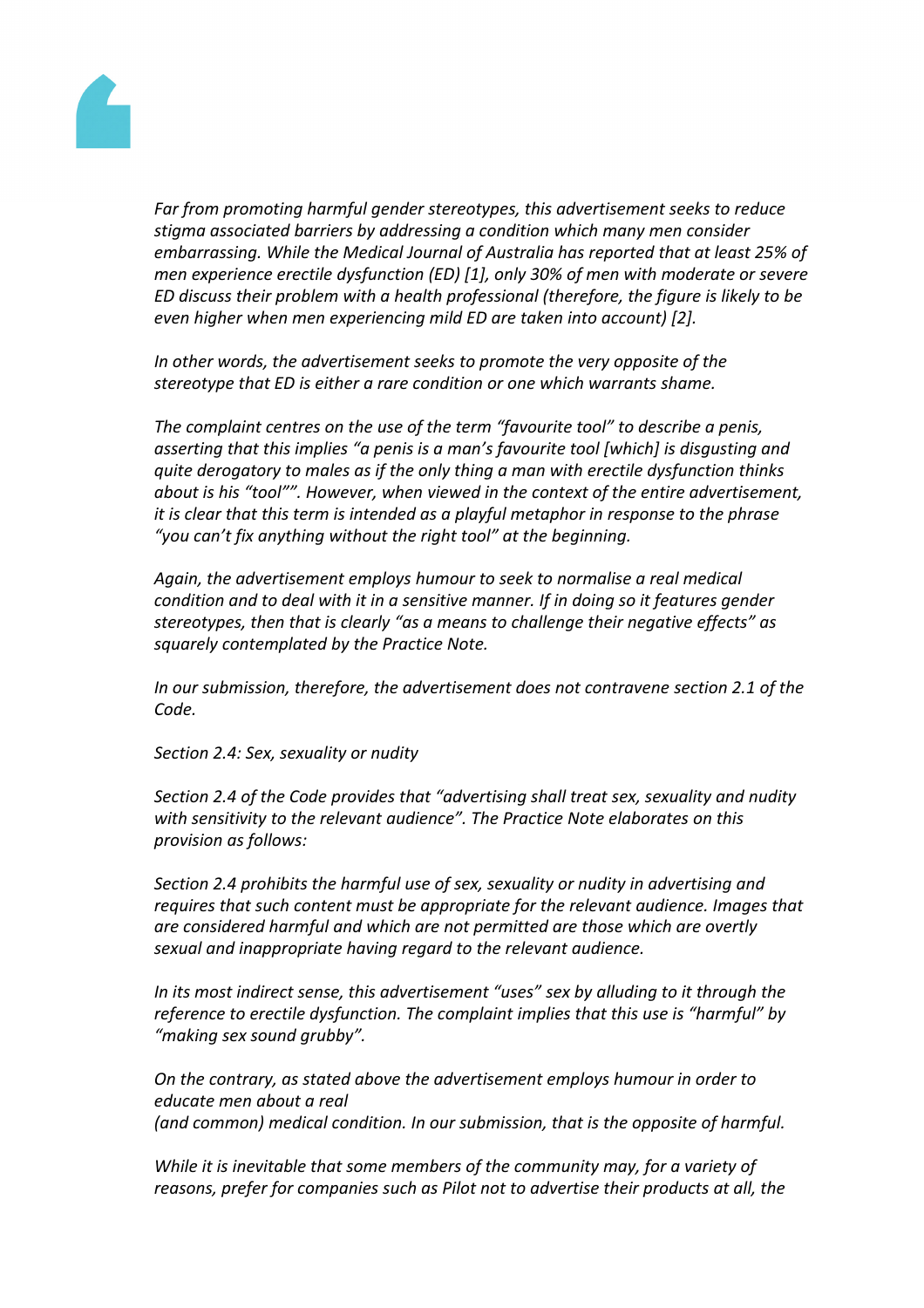*Far from promoting harmful gender stereotypes, this advertisement seeks to reduce stigma associated barriers by addressing a condition which many men consider embarrassing. While the Medical Journal of Australia has reported that at least 25% of men experience erectile dysfunction (ED) [1], only 30% of men with moderate or severe ED discuss their problem with a health professional (therefore, the figure is likely to be even higher when men experiencing mild ED are taken into account) [2].*

*In other words, the advertisement seeks to promote the very opposite of the stereotype that ED is either a rare condition or one which warrants shame.*

*The complaint centres on the use of the term "favourite tool" to describe a penis, asserting that this implies "a penis is a man's favourite tool [which] is disgusting and quite derogatory to males as if the only thing a man with erectile dysfunction thinks about is his "tool"". However, when viewed in the context of the entire advertisement, it is clear that this term is intended as a playful metaphor in response to the phrase "you can't fix anything without the right tool" at the beginning.*

*Again, the advertisement employs humour to seek to normalise a real medical condition and to deal with it in a sensitive manner. If in doing so it features gender stereotypes, then that is clearly "as a means to challenge their negative effects" as squarely contemplated by the Practice Note.*

*In our submission, therefore, the advertisement does not contravene section 2.1 of the Code.*

*Section 2.4: Sex, sexuality or nudity*

*Section 2.4 of the Code provides that "advertising shall treat sex, sexuality and nudity with sensitivity to the relevant audience". The Practice Note elaborates on this provision as follows:*

*Section 2.4 prohibits the harmful use of sex, sexuality or nudity in advertising and requires that such content must be appropriate for the relevant audience. Images that are considered harmful and which are not permitted are those which are overtly sexual and inappropriate having regard to the relevant audience.*

*In its most indirect sense, this advertisement "uses" sex by alluding to it through the reference to erectile dysfunction. The complaint implies that this use is "harmful" by "making sex sound grubby".*

*On the contrary, as stated above the advertisement employs humour in order to educate men about a real (and common) medical condition. In our submission, that is the opposite of harmful.*

*While it is inevitable that some members of the community may, for a variety of reasons, prefer for companies such as Pilot not to advertise their products at all, the*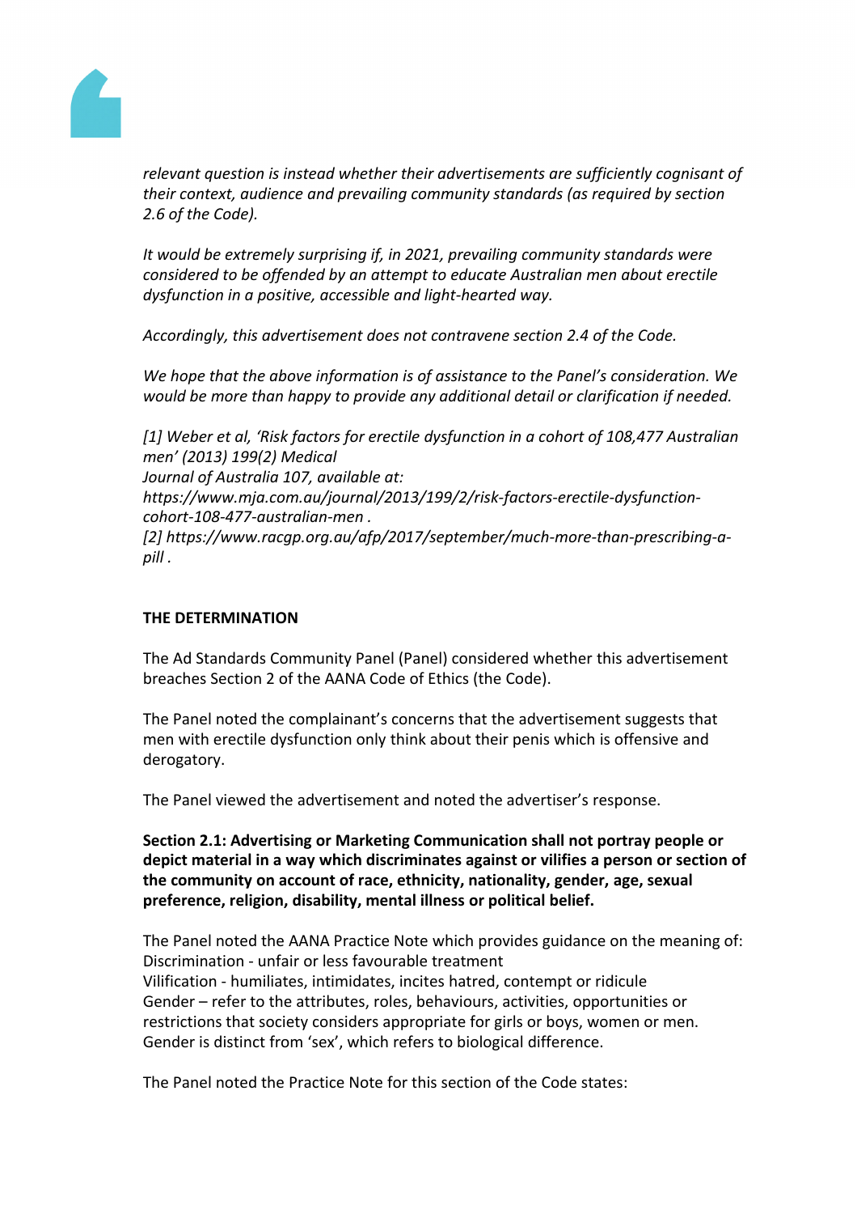*relevant question is instead whether their advertisements are sufficiently cognisant of their context, audience and prevailing community standards (as required by section 2.6 of the Code).*

*It would be extremely surprising if, in 2021, prevailing community standards were considered to be offended by an attempt to educate Australian men about erectile dysfunction in a positive, accessible and light-hearted way.*

*Accordingly, this advertisement does not contravene section 2.4 of the Code.*

*We hope that the above information is of assistance to the Panel's consideration. We would be more than happy to provide any additional detail or clarification if needed.*

*[1] Weber et al, 'Risk factors for erectile dysfunction in a cohort of 108,477 Australian men' (2013) 199(2) Medical Journal of Australia 107, available at: https://www.mja.com.au/journal/2013/199/2/risk-factors-erectile-dysfunction-cohort-108-477-australian-men .*
*[2] https://www.racgp.org.au/afp/2017/september/much-more-than-prescribing-a-pill .*

**THE DETERMINATION**

The Ad Standards Community Panel (Panel) considered whether this advertisement breaches Section 2 of the AANA Code of Ethics (the Code).

The Panel noted the complainant's concerns that the advertisement suggests that men with erectile dysfunction only think about their penis which is offensive and derogatory.

The Panel viewed the advertisement and noted the advertiser's response.

**Section 2.1: Advertising or Marketing Communication shall not portray people or depict material in a way which discriminates against or vilifies a person or section of the community on account of race, ethnicity, nationality, gender, age, sexual preference, religion, disability, mental illness or political belief.**

The Panel noted the AANA Practice Note which provides guidance on the meaning of:
Discrimination - unfair or less favourable treatment
Vilification - humiliates, intimidates, incites hatred, contempt or ridicule
Gender – refer to the attributes, roles, behaviours, activities, opportunities or restrictions that society considers appropriate for girls or boys, women or men. Gender is distinct from 'sex', which refers to biological difference.

The Panel noted the Practice Note for this section of the Code states: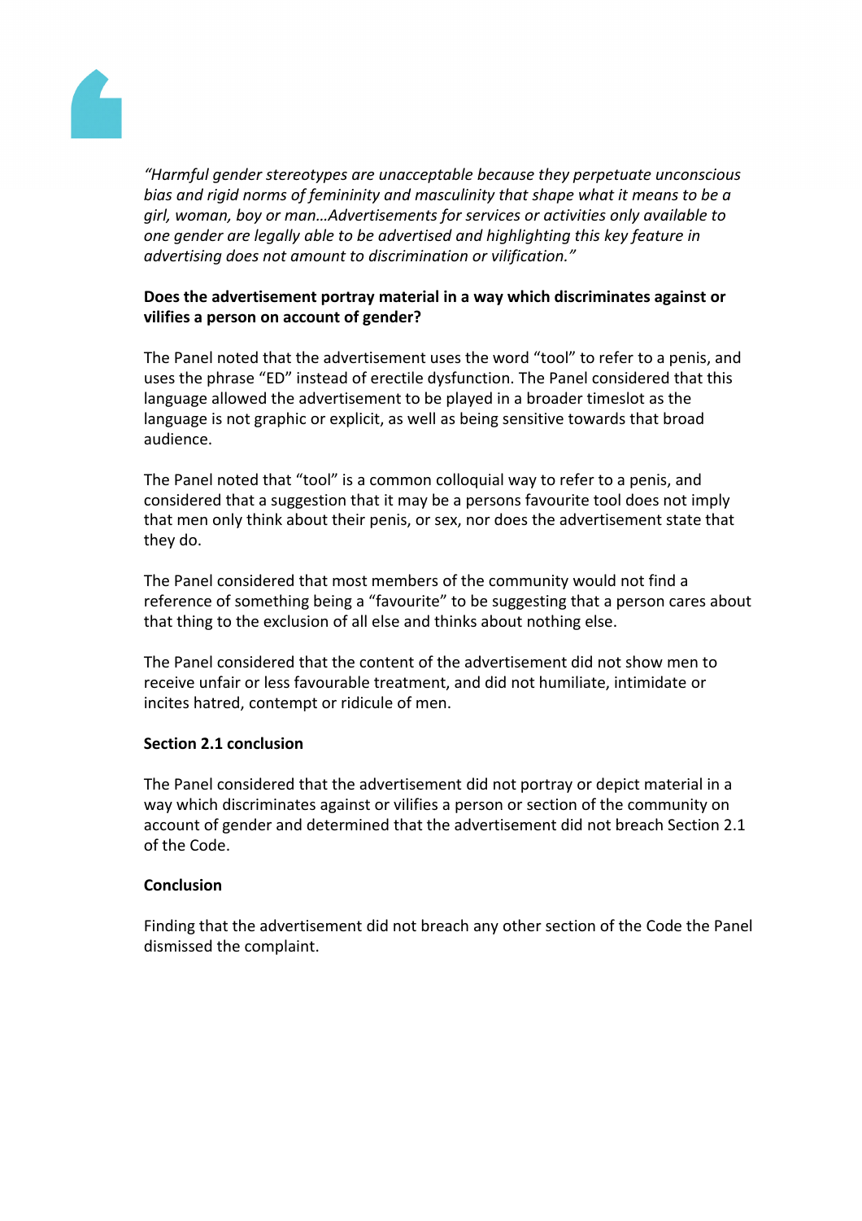*"Harmful gender stereotypes are unacceptable because they perpetuate unconscious bias and rigid norms of femininity and masculinity that shape what it means to be a girl, woman, boy or man…Advertisements for services or activities only available to one gender are legally able to be advertised and highlighting this key feature in advertising does not amount to discrimination or vilification."*

**Does the advertisement portray material in a way which discriminates against or vilifies a person on account of gender?**

The Panel noted that the advertisement uses the word "tool" to refer to a penis, and uses the phrase "ED" instead of erectile dysfunction. The Panel considered that this language allowed the advertisement to be played in a broader timeslot as the language is not graphic or explicit, as well as being sensitive towards that broad audience.

The Panel noted that "tool" is a common colloquial way to refer to a penis, and considered that a suggestion that it may be a persons favourite tool does not imply that men only think about their penis, or sex, nor does the advertisement state that they do.

The Panel considered that most members of the community would not find a reference of something being a "favourite" to be suggesting that a person cares about that thing to the exclusion of all else and thinks about nothing else.

The Panel considered that the content of the advertisement did not show men to receive unfair or less favourable treatment, and did not humiliate, intimidate or incites hatred, contempt or ridicule of men.

**Section 2.1 conclusion**

The Panel considered that the advertisement did not portray or depict material in a way which discriminates against or vilifies a person or section of the community on account of gender and determined that the advertisement did not breach Section 2.1 of the Code.

**Conclusion**

Finding that the advertisement did not breach any other section of the Code the Panel dismissed the complaint.